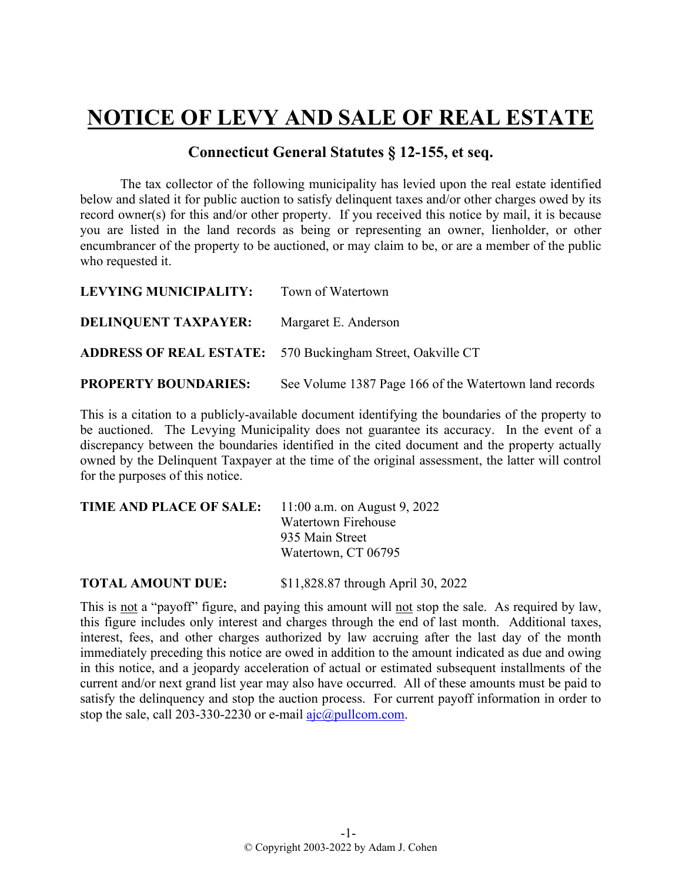# NOTICE OF LEVY AND SALE OF REAL ESTATE

## Connecticut General Statutes § 12-155, et seq.

The tax collector of the following municipality has levied upon the real estate identified below and slated it for public auction to satisfy delinquent taxes and/or other charges owed by its record owner(s) for this and/or other property. If you received this notice by mail, it is because you are listed in the land records as being or representing an owner, lienholder, or other encumbrancer of the property to be auctioned, or may claim to be, or are a member of the public who requested it.

**LEVYING MUNICIPALITY:** Town of Watertown

**DELINQUENT TAXPAYER:** Margaret E. Anderson

**ADDRESS OF REAL ESTATE:** 570 Buckingham Street, Oakville CT

**PROPERTY BOUNDARIES:** See Volume 1387 Page 166 of the Watertown land records

This is a citation to a publicly-available document identifying the boundaries of the property to be auctioned. The Levying Municipality does not guarantee its accuracy. In the event of a discrepancy between the boundaries identified in the cited document and the property actually owned by the Delinquent Taxpayer at the time of the original assessment, the latter will control for the purposes of this notice.

**TIME AND PLACE OF SALE:** 11:00 a.m. on August 9, 2022
Watertown Firehouse
935 Main Street
Watertown, CT 06795

**TOTAL AMOUNT DUE:** $11,828.87 through April 30, 2022

This is not a "payoff" figure, and paying this amount will not stop the sale. As required by law, this figure includes only interest and charges through the end of last month. Additional taxes, interest, fees, and other charges authorized by law accruing after the last day of the month immediately preceding this notice are owed in addition to the amount indicated as due and owing in this notice, and a jeopardy acceleration of actual or estimated subsequent installments of the current and/or next grand list year may also have occurred. All of these amounts must be paid to satisfy the delinquency and stop the auction process. For current payoff information in order to stop the sale, call 203-330-2230 or e-mail ajc@pullcom.com.

© Copyright 2003-2022 by Adam J. Cohen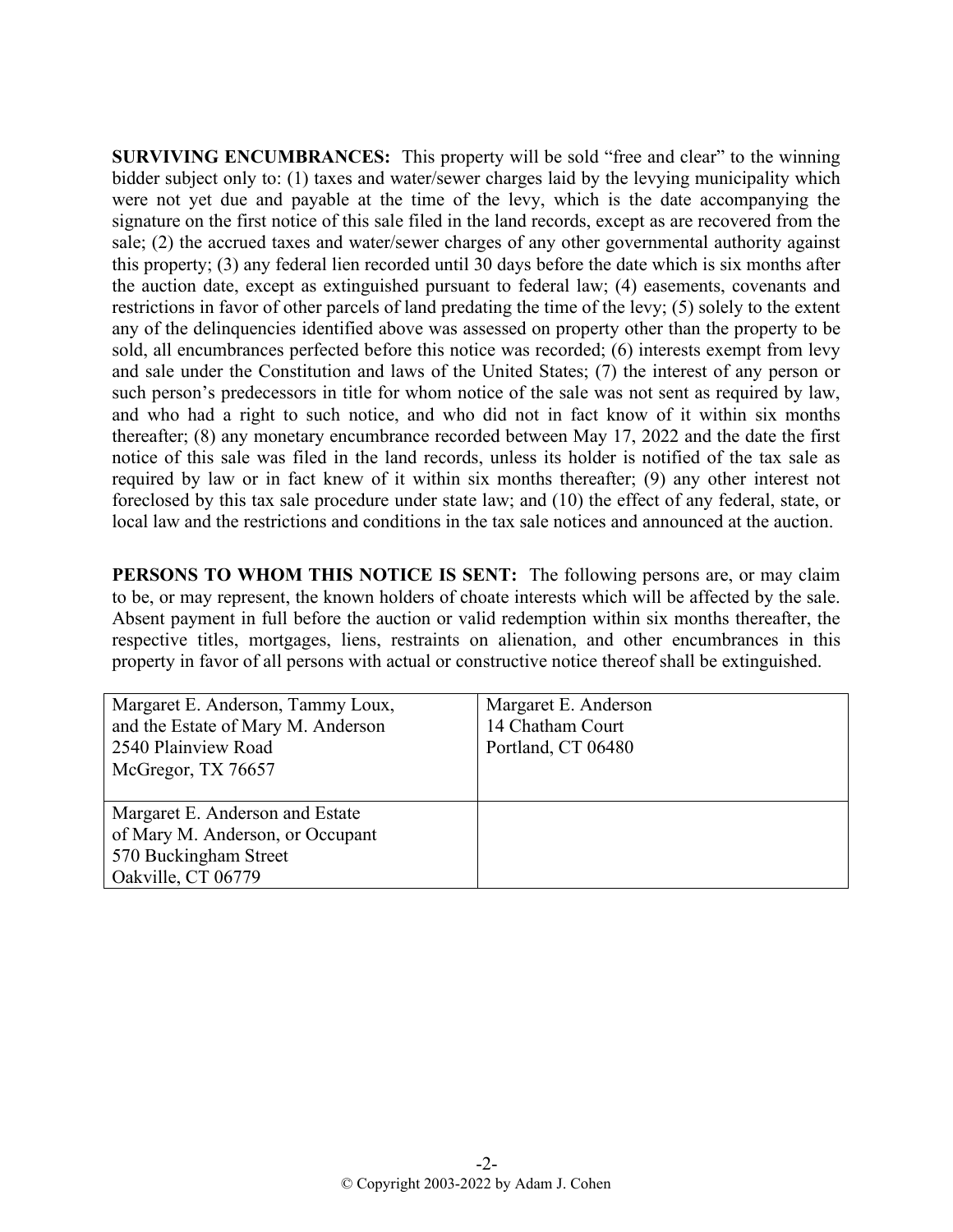**SURVIVING ENCUMBRANCES:** This property will be sold "free and clear" to the winning bidder subject only to: (1) taxes and water/sewer charges laid by the levying municipality which were not yet due and payable at the time of the levy, which is the date accompanying the signature on the first notice of this sale filed in the land records, except as are recovered from the sale; (2) the accrued taxes and water/sewer charges of any other governmental authority against this property; (3) any federal lien recorded until 30 days before the date which is six months after the auction date, except as extinguished pursuant to federal law; (4) easements, covenants and restrictions in favor of other parcels of land predating the time of the levy; (5) solely to the extent any of the delinquencies identified above was assessed on property other than the property to be sold, all encumbrances perfected before this notice was recorded; (6) interests exempt from levy and sale under the Constitution and laws of the United States; (7) the interest of any person or such person's predecessors in title for whom notice of the sale was not sent as required by law, and who had a right to such notice, and who did not in fact know of it within six months thereafter; (8) any monetary encumbrance recorded between May 17, 2022 and the date the first notice of this sale was filed in the land records, unless its holder is notified of the tax sale as required by law or in fact knew of it within six months thereafter; (9) any other interest not foreclosed by this tax sale procedure under state law; and (10) the effect of any federal, state, or local law and the restrictions and conditions in the tax sale notices and announced at the auction.

**PERSONS TO WHOM THIS NOTICE IS SENT:** The following persons are, or may claim to be, or may represent, the known holders of choate interests which will be affected by the sale. Absent payment in full before the auction or valid redemption within six months thereafter, the respective titles, mortgages, liens, restraints on alienation, and other encumbrances in this property in favor of all persons with actual or constructive notice thereof shall be extinguished.

| | |
|---|---|
| Margaret E. Anderson, Tammy Loux, and the Estate of Mary M. Anderson<br>2540 Plainview Road<br>McGregor, TX 76657 | Margaret E. Anderson<br>14 Chatham Court<br>Portland, CT 06480 |
| Margaret E. Anderson and Estate of Mary M. Anderson, or Occupant<br>570 Buckingham Street<br>Oakville, CT 06779 | |

© Copyright 2003-2022 by Adam J. Cohen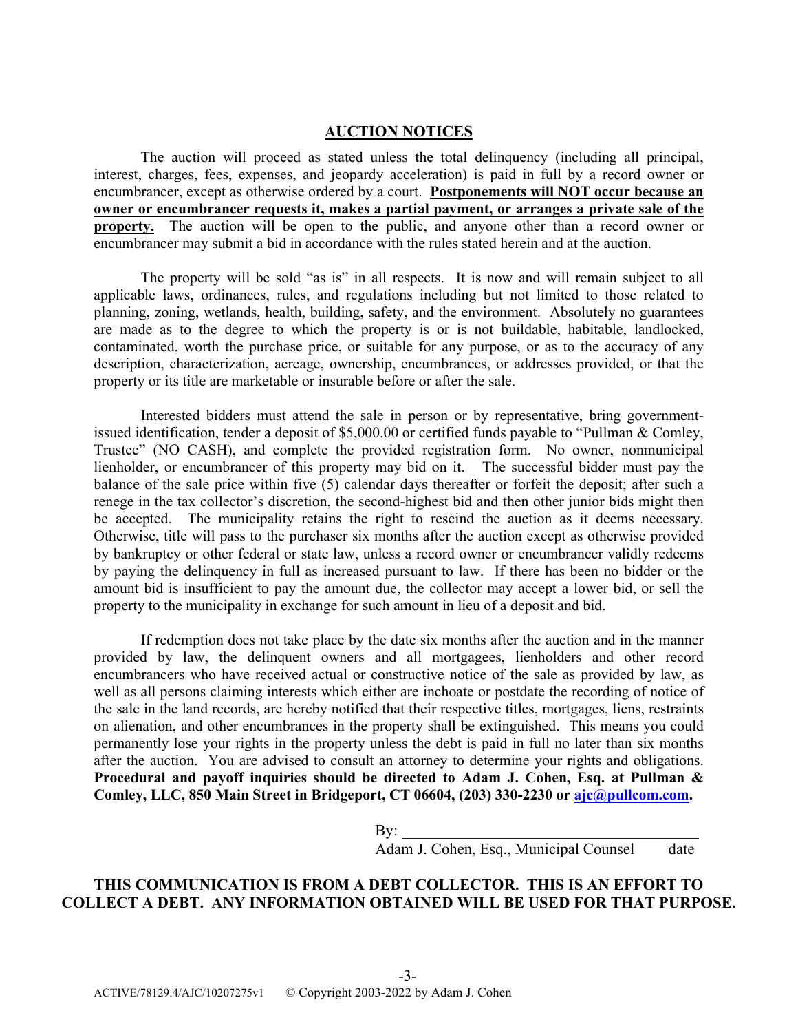## AUCTION NOTICES

The auction will proceed as stated unless the total delinquency (including all principal, interest, charges, fees, expenses, and jeopardy acceleration) is paid in full by a record owner or encumbrancer, except as otherwise ordered by a court. **Postponements will NOT occur because an owner or encumbrancer requests it, makes a partial payment, or arranges a private sale of the property.** The auction will be open to the public, and anyone other than a record owner or encumbrancer may submit a bid in accordance with the rules stated herein and at the auction.

The property will be sold "as is" in all respects. It is now and will remain subject to all applicable laws, ordinances, rules, and regulations including but not limited to those related to planning, zoning, wetlands, health, building, safety, and the environment. Absolutely no guarantees are made as to the degree to which the property is or is not buildable, habitable, landlocked, contaminated, worth the purchase price, or suitable for any purpose, or as to the accuracy of any description, characterization, acreage, ownership, encumbrances, or addresses provided, or that the property or its title are marketable or insurable before or after the sale.

Interested bidders must attend the sale in person or by representative, bring government-issued identification, tender a deposit of $5,000.00 or certified funds payable to "Pullman & Comley, Trustee" (NO CASH), and complete the provided registration form. No owner, nonmunicipal lienholder, or encumbrancer of this property may bid on it. The successful bidder must pay the balance of the sale price within five (5) calendar days thereafter or forfeit the deposit; after such a renege in the tax collector's discretion, the second-highest bid and then other junior bids might then be accepted. The municipality retains the right to rescind the auction as it deems necessary. Otherwise, title will pass to the purchaser six months after the auction except as otherwise provided by bankruptcy or other federal or state law, unless a record owner or encumbrancer validly redeems by paying the delinquency in full as increased pursuant to law. If there has been no bidder or the amount bid is insufficient to pay the amount due, the collector may accept a lower bid, or sell the property to the municipality in exchange for such amount in lieu of a deposit and bid.

If redemption does not take place by the date six months after the auction and in the manner provided by law, the delinquent owners and all mortgagees, lienholders and other record encumbrancers who have received actual or constructive notice of the sale as provided by law, as well as all persons claiming interests which either are inchoate or postdate the recording of notice of the sale in the land records, are hereby notified that their respective titles, mortgages, liens, restraints on alienation, and other encumbrances in the property shall be extinguished. This means you could permanently lose your rights in the property unless the debt is paid in full no later than six months after the auction. You are advised to consult an attorney to determine your rights and obligations. **Procedural and payoff inquiries should be directed to Adam J. Cohen, Esq. at Pullman & Comley, LLC, 850 Main Street in Bridgeport, CT 06604, (203) 330-2230 or ajc@pullcom.com.**

By: ____________________________________
Adam J. Cohen, Esq., Municipal Counsel date

**THIS COMMUNICATION IS FROM A DEBT COLLECTOR. THIS IS AN EFFORT TO COLLECT A DEBT. ANY INFORMATION OBTAINED WILL BE USED FOR THAT PURPOSE.**

ACTIVE/78129.4/AJC/10207275v1 © Copyright 2003-2022 by Adam J. Cohen